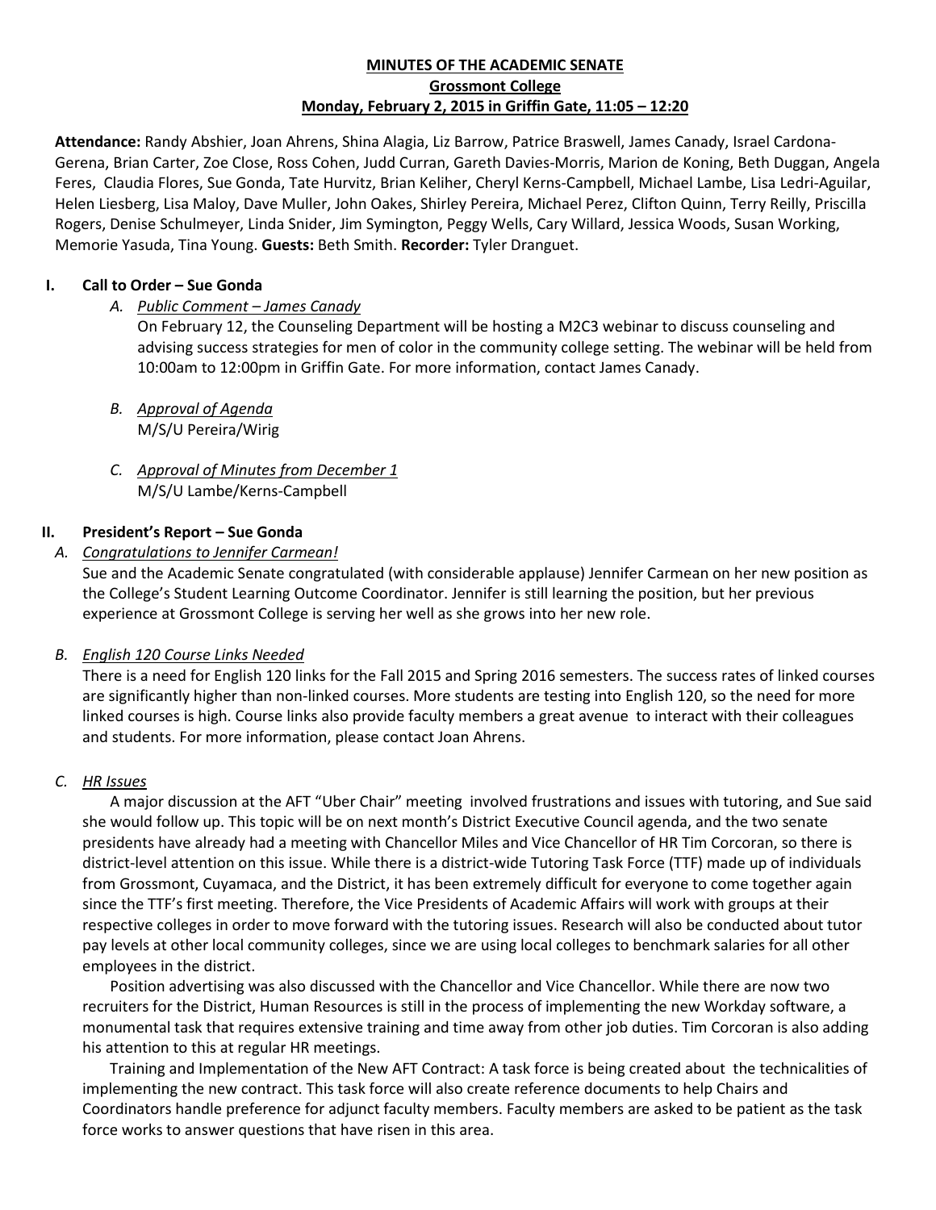**MINUTES OF THE ACADEMIC SENATE**
**Grossmont College**
**Monday, February 2, 2015 in Griffin Gate, 11:05 – 12:20**

**Attendance:** Randy Abshier, Joan Ahrens, Shina Alagia, Liz Barrow, Patrice Braswell, James Canady, Israel Cardona-Gerena, Brian Carter, Zoe Close, Ross Cohen, Judd Curran, Gareth Davies-Morris, Marion de Koning, Beth Duggan, Angela Feres, Claudia Flores, Sue Gonda, Tate Hurvitz, Brian Keliher, Cheryl Kerns-Campbell, Michael Lambe, Lisa Ledri-Aguilar, Helen Liesberg, Lisa Maloy, Dave Muller, John Oakes, Shirley Pereira, Michael Perez, Clifton Quinn, Terry Reilly, Priscilla Rogers, Denise Schulmeyer, Linda Snider, Jim Symington, Peggy Wells, Cary Willard, Jessica Woods, Susan Working, Memorie Yasuda, Tina Young. **Guests:** Beth Smith. **Recorder:** Tyler Dranguet.

## I. Call to Order – Sue Gonda

*A. Public Comment – James Canady*

On February 12, the Counseling Department will be hosting a M2C3 webinar to discuss counseling and advising success strategies for men of color in the community college setting. The webinar will be held from 10:00am to 12:00pm in Griffin Gate. For more information, contact James Canady.

*B. Approval of Agenda*

M/S/U Pereira/Wirig

*C. Approval of Minutes from December 1*

M/S/U Lambe/Kerns-Campbell

## II. President's Report – Sue Gonda

*A. Congratulations to Jennifer Carmean!*

Sue and the Academic Senate congratulated (with considerable applause) Jennifer Carmean on her new position as the College's Student Learning Outcome Coordinator. Jennifer is still learning the position, but her previous experience at Grossmont College is serving her well as she grows into her new role.

*B. English 120 Course Links Needed*

There is a need for English 120 links for the Fall 2015 and Spring 2016 semesters. The success rates of linked courses are significantly higher than non-linked courses. More students are testing into English 120, so the need for more linked courses is high. Course links also provide faculty members a great avenue to interact with their colleagues and students. For more information, please contact Joan Ahrens.

*C. HR Issues*

A major discussion at the AFT "Uber Chair" meeting involved frustrations and issues with tutoring, and Sue said she would follow up. This topic will be on next month's District Executive Council agenda, and the two senate presidents have already had a meeting with Chancellor Miles and Vice Chancellor of HR Tim Corcoran, so there is district-level attention on this issue. While there is a district-wide Tutoring Task Force (TTF) made up of individuals from Grossmont, Cuyamaca, and the District, it has been extremely difficult for everyone to come together again since the TTF's first meeting. Therefore, the Vice Presidents of Academic Affairs will work with groups at their respective colleges in order to move forward with the tutoring issues. Research will also be conducted about tutor pay levels at other local community colleges, since we are using local colleges to benchmark salaries for all other employees in the district.

Position advertising was also discussed with the Chancellor and Vice Chancellor. While there are now two recruiters for the District, Human Resources is still in the process of implementing the new Workday software, a monumental task that requires extensive training and time away from other job duties. Tim Corcoran is also adding his attention to this at regular HR meetings.

Training and Implementation of the New AFT Contract: A task force is being created about the technicalities of implementing the new contract. This task force will also create reference documents to help Chairs and Coordinators handle preference for adjunct faculty members. Faculty members are asked to be patient as the task force works to answer questions that have risen in this area.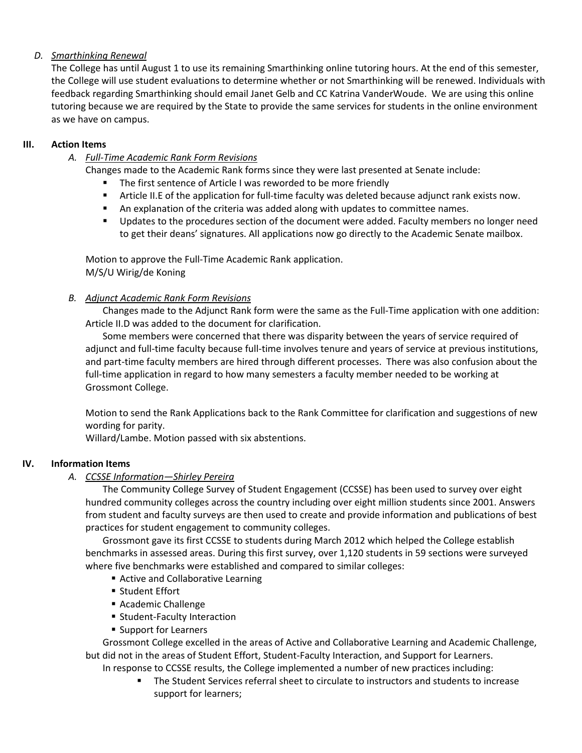*D. Smarthinking Renewal*

The College has until August 1 to use its remaining Smarthinking online tutoring hours. At the end of this semester, the College will use student evaluations to determine whether or not Smarthinking will be renewed. Individuals with feedback regarding Smarthinking should email Janet Gelb and CC Katrina VanderWoude. We are using this online tutoring because we are required by the State to provide the same services for students in the online environment as we have on campus.

## III. Action Items

*A. Full-Time Academic Rank Form Revisions*

Changes made to the Academic Rank forms since they were last presented at Senate include:

- The first sentence of Article I was reworded to be more friendly
- Article II.E of the application for full-time faculty was deleted because adjunct rank exists now.
- An explanation of the criteria was added along with updates to committee names.
- Updates to the procedures section of the document were added. Faculty members no longer need to get their deans' signatures. All applications now go directly to the Academic Senate mailbox.

Motion to approve the Full-Time Academic Rank application.
M/S/U Wirig/de Koning

*B. Adjunct Academic Rank Form Revisions*

Changes made to the Adjunct Rank form were the same as the Full-Time application with one addition: Article II.D was added to the document for clarification.

Some members were concerned that there was disparity between the years of service required of adjunct and full-time faculty because full-time involves tenure and years of service at previous institutions, and part-time faculty members are hired through different processes. There was also confusion about the full-time application in regard to how many semesters a faculty member needed to be working at Grossmont College.

Motion to send the Rank Applications back to the Rank Committee for clarification and suggestions of new wording for parity.
Willard/Lambe. Motion passed with six abstentions.

## IV. Information Items

*A. CCSSE Information—Shirley Pereira*

The Community College Survey of Student Engagement (CCSSE) has been used to survey over eight hundred community colleges across the country including over eight million students since 2001. Answers from student and faculty surveys are then used to create and provide information and publications of best practices for student engagement to community colleges.

Grossmont gave its first CCSSE to students during March 2012 which helped the College establish benchmarks in assessed areas. During this first survey, over 1,120 students in 59 sections were surveyed where five benchmarks were established and compared to similar colleges:

- Active and Collaborative Learning
- Student Effort
- Academic Challenge
- Student-Faculty Interaction
- Support for Learners

Grossmont College excelled in the areas of Active and Collaborative Learning and Academic Challenge, but did not in the areas of Student Effort, Student-Faculty Interaction, and Support for Learners.

In response to CCSSE results, the College implemented a number of new practices including:

- The Student Services referral sheet to circulate to instructors and students to increase support for learners;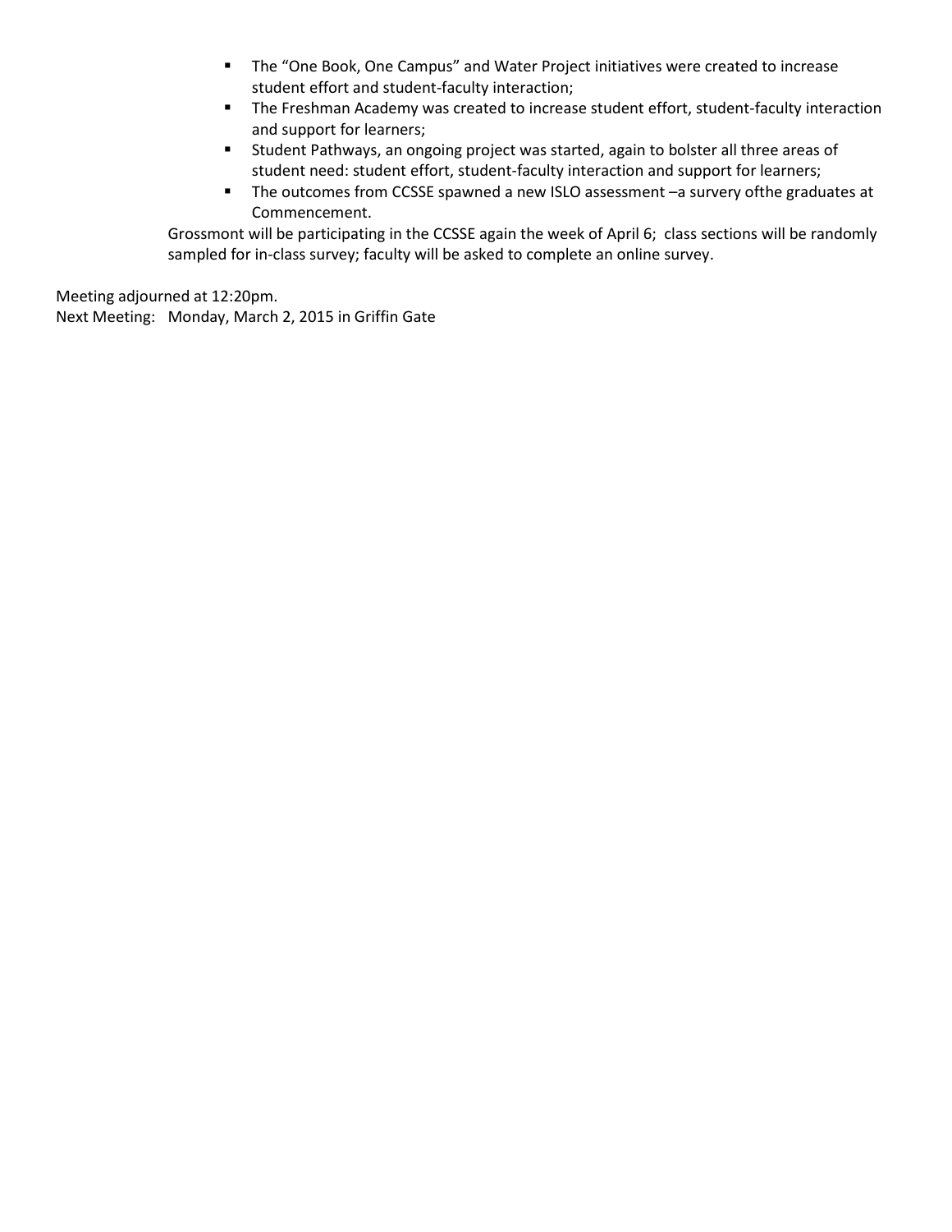- The "One Book, One Campus" and Water Project initiatives were created to increase student effort and student-faculty interaction;
- The Freshman Academy was created to increase student effort, student-faculty interaction and support for learners;
- Student Pathways, an ongoing project was started, again to bolster all three areas of student need: student effort, student-faculty interaction and support for learners;
- The outcomes from CCSSE spawned a new ISLO assessment –a survery ofthe graduates at Commencement.

Grossmont will be participating in the CCSSE again the week of April 6; class sections will be randomly sampled for in-class survey; faculty will be asked to complete an online survey.

Meeting adjourned at 12:20pm.
Next Meeting: Monday, March 2, 2015 in Griffin Gate